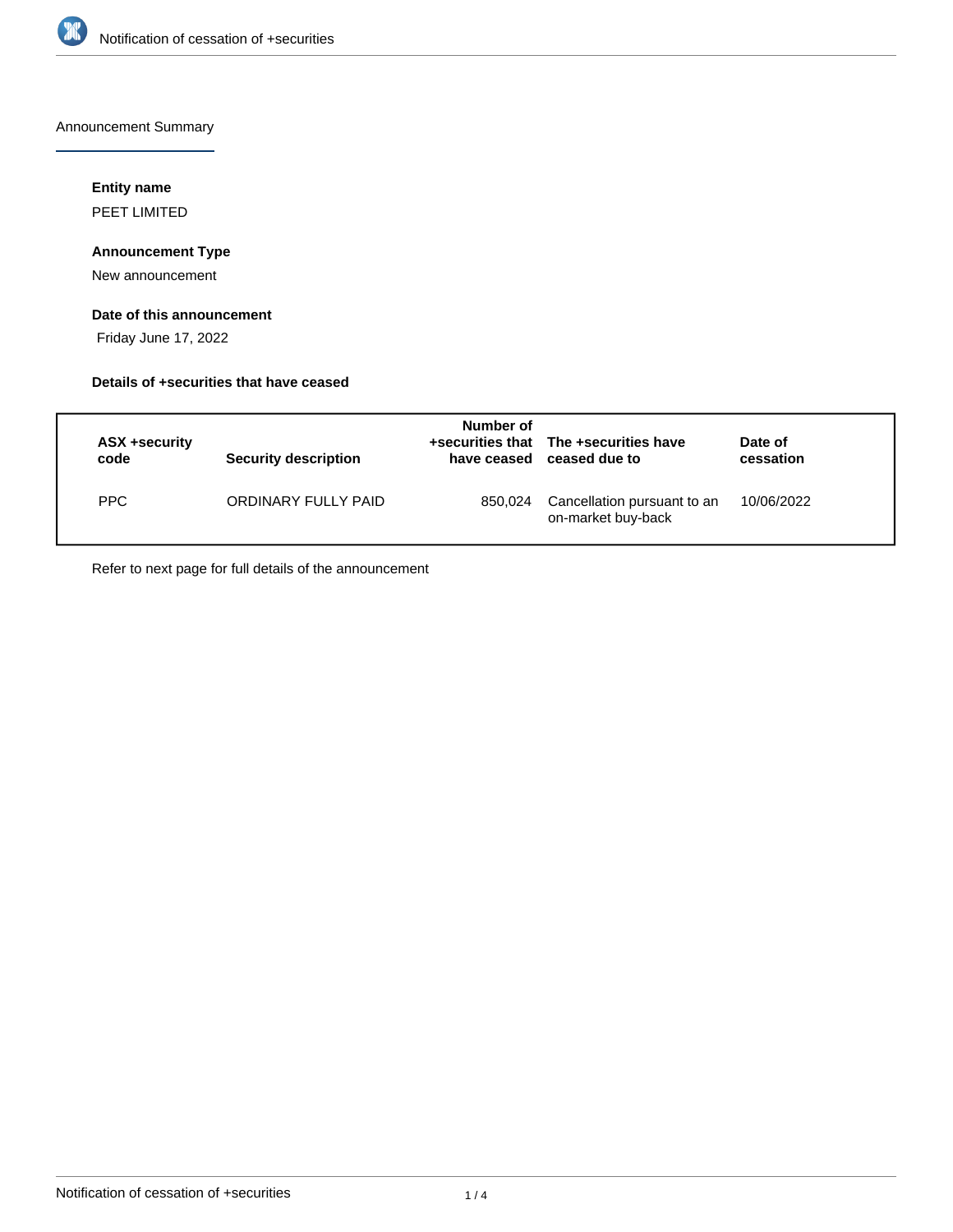Announcement Summary

### Entity name

PEET LIMITED

### Announcement Type

New announcement

### Date of this announcement

Friday June 17, 2022

### Details of +securities that have ceased

| ASX +security code | Security description | Number of +securities that have ceased | The +securities have ceased due to | Date of cessation |
|---|---|---|---|---|
| PPC | ORDINARY FULLY PAID | 850,024 | Cancellation pursuant to an on-market buy-back | 10/06/2022 |

Refer to next page for full details of the announcement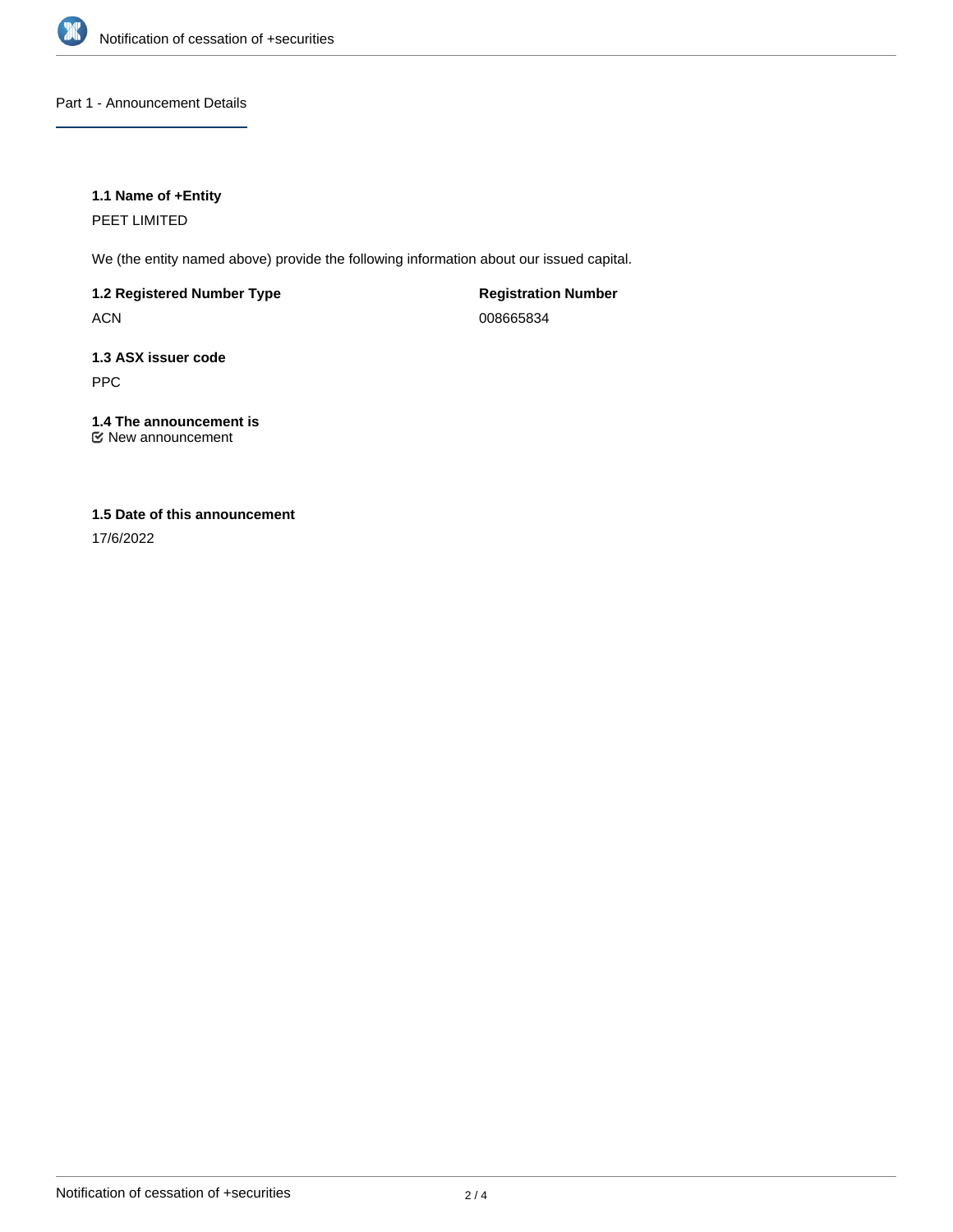## Part 1 - Announcement Details

### 1.1 Name of +Entity

PEET LIMITED

We (the entity named above) provide the following information about our issued capital.

| 1.2 Registered Number Type | Registration Number |
| --- | --- |
| ACN | 008665834 |

### 1.3 ASX issuer code

PPC

### 1.4 The announcement is

☑ New announcement

### 1.5 Date of this announcement

17/6/2022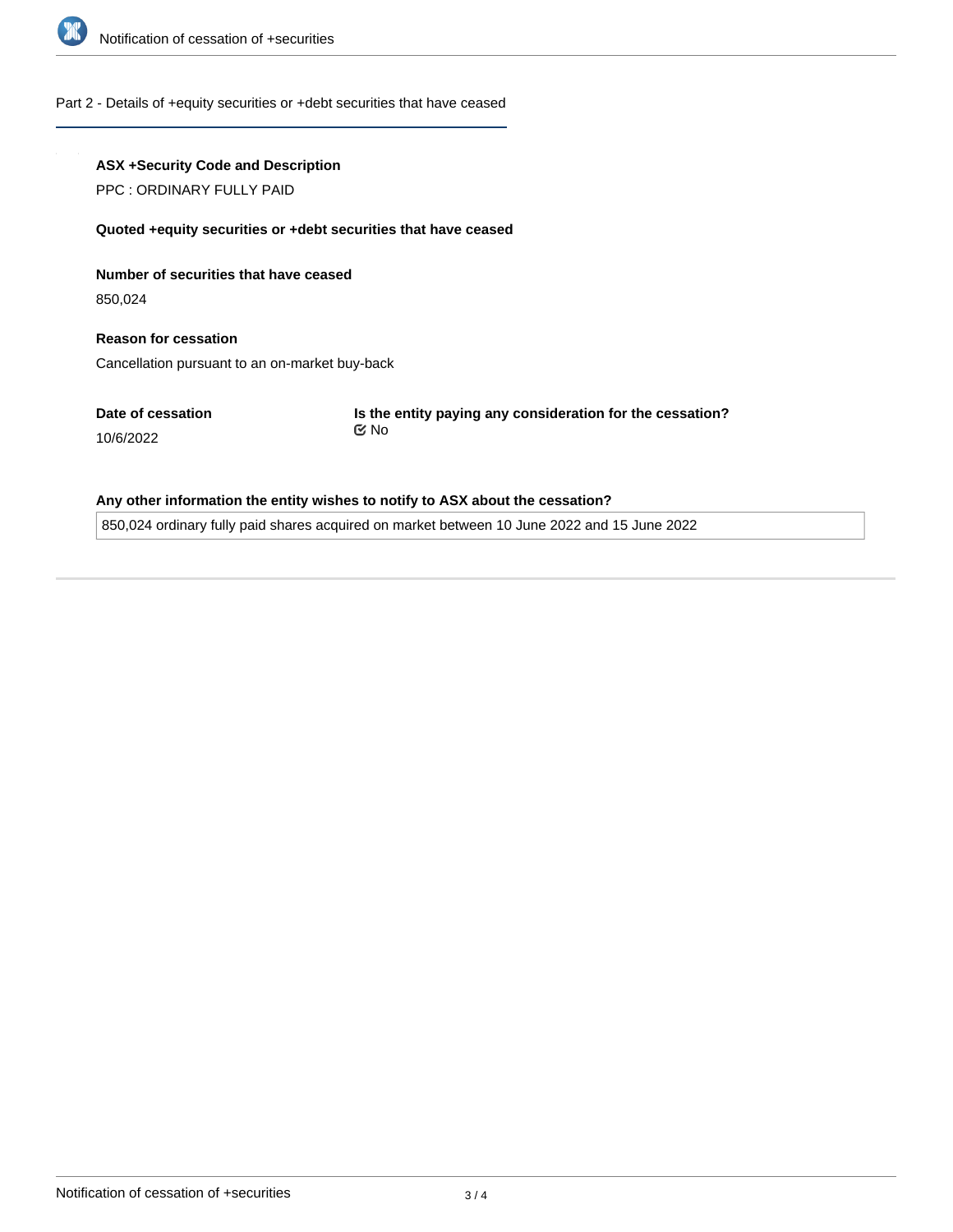## Part 2 - Details of +equity securities or +debt securities that have ceased

**ASX +Security Code and Description**

PPC : ORDINARY FULLY PAID

**Quoted +equity securities or +debt securities that have ceased**

**Number of securities that have ceased**

850,024

**Reason for cessation**

Cancellation pursuant to an on-market buy-back

**Date of cessation**

10/6/2022

**Is the entity paying any consideration for the cessation?**

☑ No

**Any other information the entity wishes to notify to ASX about the cessation?**

850,024 ordinary fully paid shares acquired on market between 10 June 2022 and 15 June 2022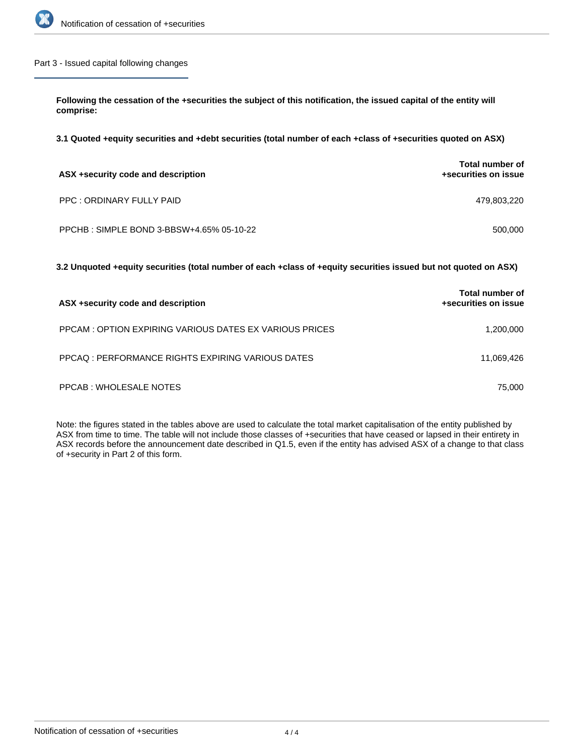## Part 3 - Issued capital following changes

**Following the cessation of the +securities the subject of this notification, the issued capital of the entity will comprise:**

**3.1 Quoted +equity securities and +debt securities (total number of each +class of +securities quoted on ASX)**

| ASX +security code and description | Total number of +securities on issue |
|---|---|
| PPC : ORDINARY FULLY PAID | 479,803,220 |
| PPCHB : SIMPLE BOND 3-BBSW+4.65% 05-10-22 | 500,000 |

**3.2 Unquoted +equity securities (total number of each +class of +equity securities issued but not quoted on ASX)**

| ASX +security code and description | Total number of +securities on issue |
|---|---|
| PPCAM : OPTION EXPIRING VARIOUS DATES EX VARIOUS PRICES | 1,200,000 |
| PPCAQ : PERFORMANCE RIGHTS EXPIRING VARIOUS DATES | 11,069,426 |
| PPCAB : WHOLESALE NOTES | 75,000 |

Note: the figures stated in the tables above are used to calculate the total market capitalisation of the entity published by ASX from time to time. The table will not include those classes of +securities that have ceased or lapsed in their entirety in ASX records before the announcement date described in Q1.5, even if the entity has advised ASX of a change to that class of +security in Part 2 of this form.